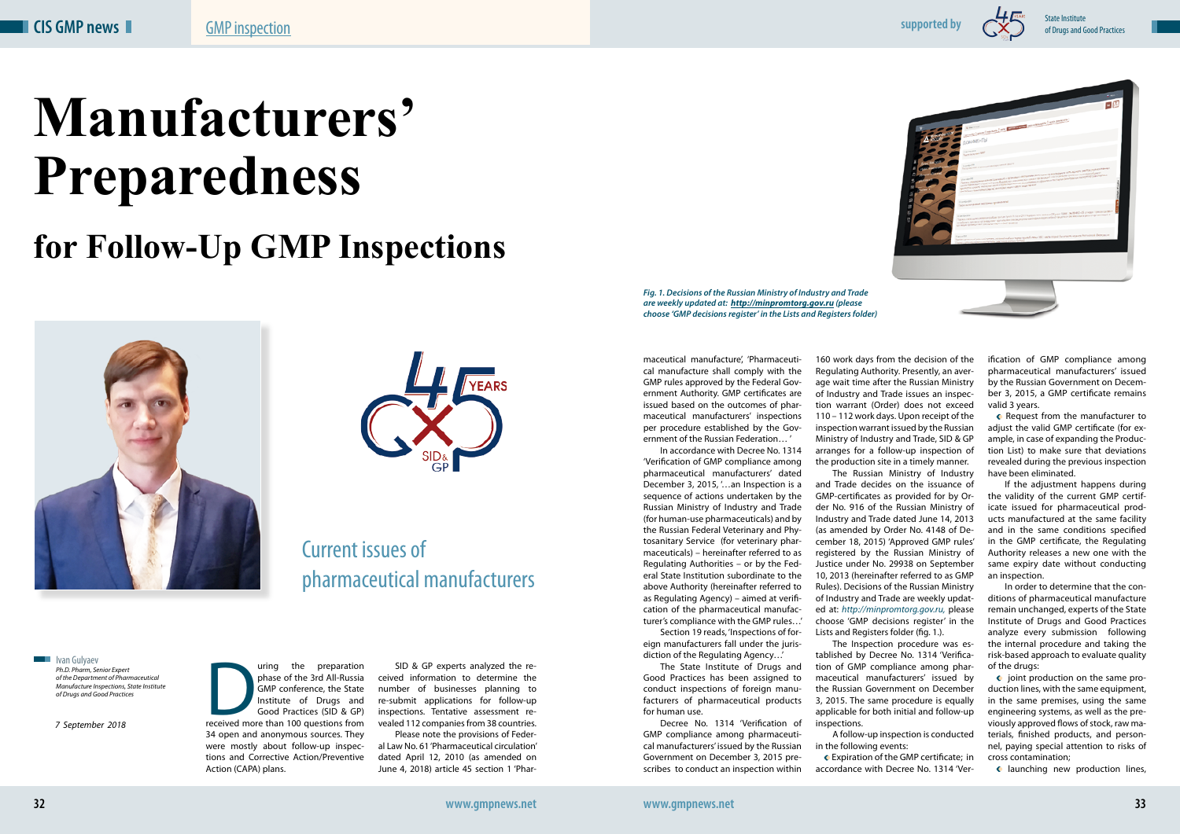# Manufacturers' Preparedness

## for Follow-Up GMP Inspections

### Current issues of pharmaceutical manufacturers

Ivan Gulyaev
*Ph.D. Pharm, Senior Expert of the Department of Pharmaceutical Manufacture Inspections, State Institute of Drugs and Good Practices*

*7 September 2018*

During the preparation phase of the 3rd All-Russia GMP conference, the State Institute of Drugs and Good Practices (SID & GP) received more than 100 questions from 34 open and anonymous sources. They were mostly about follow-up inspections and Corrective Action/Preventive Action (CAPA) plans.

SID & GP experts analyzed the received information to determine the number of businesses planning to re-submit applications for follow-up inspections. Tentative assessment revealed 112 companies from 38 countries.

Please note the provisions of Federal Law No. 61 'Pharmaceutical circulation' dated April 12, 2010 (as amended on June 4, 2018) article 45 section 1 'Pharmaceutical manufacture', 'Pharmaceutical manufacture shall comply with the GMP rules approved by the Federal Government Authority. GMP certificates are issued based on the outcomes of pharmaceutical manufacturers' inspections per procedure established by the Government of the Russian Federation… '

In accordance with Decree No. 1314 'Verification of GMP compliance among pharmaceutical manufacturers' dated December 3, 2015, '…an Inspection is a sequence of actions undertaken by the Russian Ministry of Industry and Trade (for human-use pharmaceuticals) and by the Russian Federal Veterinary and Phytosanitary Service (for veterinary pharmaceuticals) – hereinafter referred to as Regulating Authorities – or by the Federal State Institution subordinate to the above Authority (hereinafter referred to as Regulating Agency) – aimed at verification of the pharmaceutical manufacturer's compliance with the GMP rules…'

Section 19 reads, 'Inspections of foreign manufacturers fall under the jurisdiction of the Regulating Agency…'

The State Institute of Drugs and Good Practices has been assigned to conduct inspections of foreign manufacturers of pharmaceutical products for human use.

Decree No. 1314 'Verification of GMP compliance among pharmaceutical manufacturers' issued by the Russian Government on December 3, 2015 prescribes to conduct an inspection within 160 work days from the decision of the Regulating Authority. Presently, an average wait time after the Russian Ministry of Industry and Trade issues an inspection warrant (Order) does not exceed 110 – 112 work days. Upon receipt of the inspection warrant issued by the Russian Ministry of Industry and Trade, SID & GP arranges for a follow-up inspection of the production site in a timely manner.

The Russian Ministry of Industry and Trade decides on the issuance of GMP-certificates as provided for by Order No. 916 of the Russian Ministry of Industry and Trade dated June 14, 2013 (as amended by Order No. 4148 of December 18, 2015) 'Approved GMP rules' registered by the Russian Ministry of Justice under No. 29938 on September 10, 2013 (hereinafter referred to as GMP Rules). Decisions of the Russian Ministry of Industry and Trade are weekly updated at: *http://minpromtorg.gov.ru,* please choose 'GMP decisions register' in the Lists and Registers folder (fig. 1.).

*Fig. 1. Decisions of the Russian Ministry of Industry and Trade are weekly updated at: http://minpromtorg.gov.ru (please choose 'GMP decisions register' in the Lists and Registers folder)*

The Inspection procedure was established by Decree No. 1314 'Verification of GMP compliance among pharmaceutical manufacturers' issued by the Russian Government on December 3, 2015. The same procedure is equally applicable for both initial and follow-up inspections.

A follow-up inspection is conducted in the following events:

- Expiration of the GMP certificate; in accordance with Decree No. 1314 'Verification of GMP compliance among pharmaceutical manufacturers' issued by the Russian Government on December 3, 2015, a GMP certificate remains valid 3 years.
- Request from the manufacturer to adjust the valid GMP certificate (for example, in case of expanding the Production List) to make sure that deviations revealed during the previous inspection have been eliminated.

If the adjustment happens during the validity of the current GMP certificate issued for pharmaceutical products manufactured at the same facility and in the same conditions specified in the GMP certificate, the Regulating Authority releases a new one with the same expiry date without conducting an inspection.

In order to determine that the conditions of pharmaceutical manufacture remain unchanged, experts of the State Institute of Drugs and Good Practices analyze every submission following the internal procedure and taking the risk-based approach to evaluate quality of the drugs:

- joint production on the same production lines, with the same equipment, in the same premises, using the same engineering systems, as well as the previously approved flows of stock, raw materials, finished products, and personnel, paying special attention to risks of cross contamination;
- launching new production lines,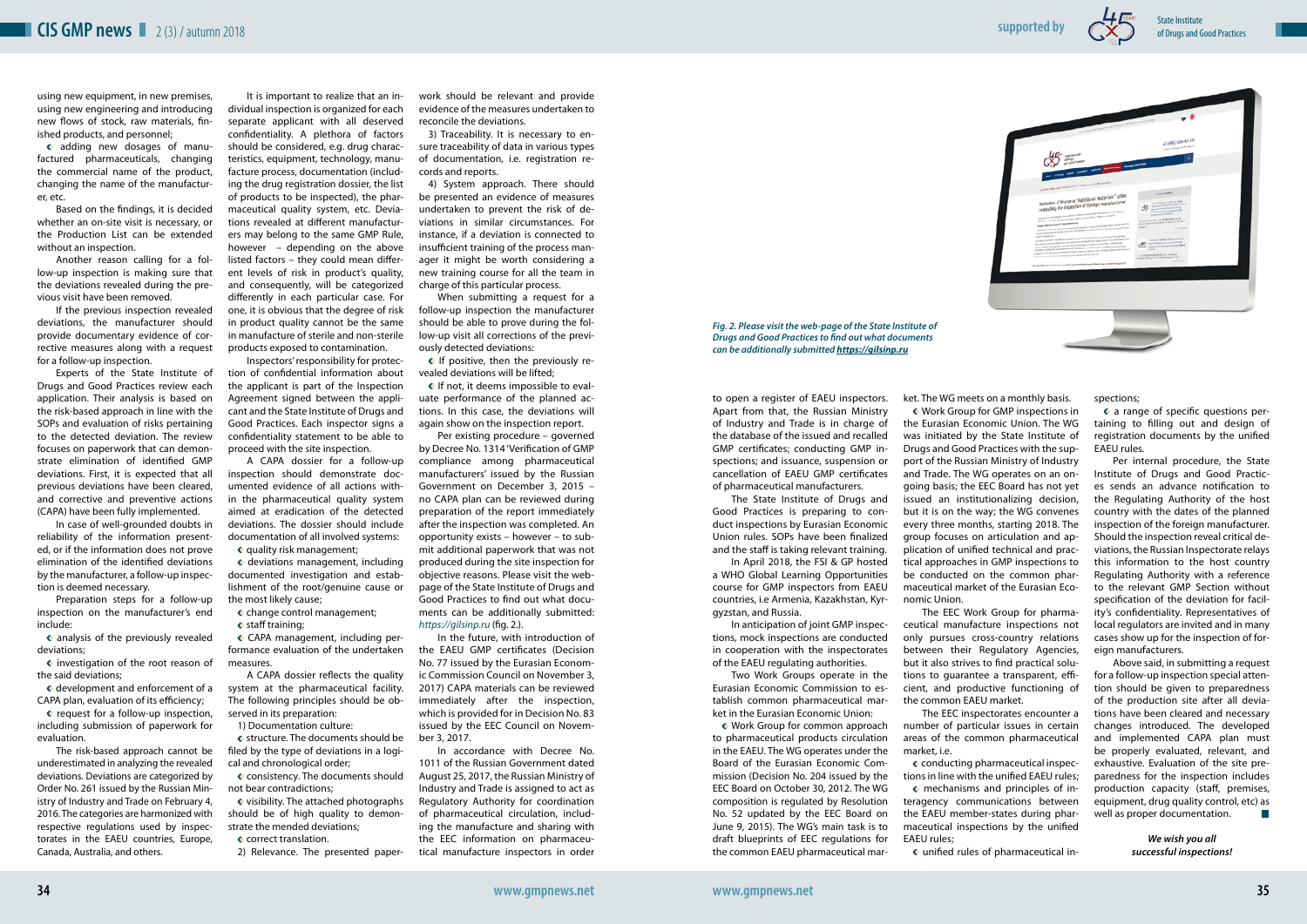using new equipment, in new premises, using new engineering and introducing new flows of stock, raw materials, finished products, and personnel;

- adding new dosages of manufactured pharmaceuticals, changing the commercial name of the product, changing the name of the manufacturer, etc.

Based on the findings, it is decided whether an on-site visit is necessary, or the Production List can be extended without an inspection.

Another reason calling for a follow-up inspection is making sure that the deviations revealed during the previous visit have been removed.

If the previous inspection revealed deviations, the manufacturer should provide documentary evidence of corrective measures along with a request for a follow-up inspection.

Experts of the State Institute of Drugs and Good Practices review each application. Their analysis is based on the risk-based approach in line with the SOPs and evaluation of risks pertaining to the detected deviation. The review focuses on paperwork that can demonstrate elimination of identified GMP deviations. First, it is expected that all previous deviations have been cleared, and corrective and preventive actions (CAPA) have been fully implemented.

In case of well-grounded doubts in reliability of the information presented, or if the information does not prove elimination of the identified deviations by the manufacturer, a follow-up inspection is deemed necessary.

Preparation steps for a follow-up inspection on the manufacturer's end include:

- analysis of the previously revealed deviations;
- investigation of the root reason of the said deviations;
- development and enforcement of a CAPA plan, evaluation of its efficiency;
- request for a follow-up inspection, including submission of paperwork for evaluation.

The risk-based approach cannot be underestimated in analyzing the revealed deviations. Deviations are categorized by Order No. 261 issued by the Russian Ministry of Industry and Trade on February 4, 2016. The categories are harmonized with respective regulations used by inspectorates in the EAEU countries, Europe, Canada, Australia, and others.

It is important to realize that an individual inspection is organized for each separate applicant with all deserved confidentiality. A plethora of factors should be considered, e.g. drug characteristics, equipment, technology, manufacture process, documentation (including the drug registration dossier, the list of products to be inspected), the pharmaceutical quality system, etc. Deviations revealed at different manufacturers may belong to the same GMP Rule, however – depending on the above listed factors – they could mean different levels of risk in product's quality, and consequently, will be categorized differently in each particular case. For one, it is obvious that the degree of risk in product quality cannot be the same in manufacture of sterile and non-sterile products exposed to contamination.

Inspectors' responsibility for protection of confidential information about the applicant is part of the Inspection Agreement signed between the applicant and the State Institute of Drugs and Good Practices. Each inspector signs a confidentiality statement to be able to proceed with the site inspection.

A CAPA dossier for a follow-up inspection should demonstrate documented evidence of all actions within the pharmaceutical quality system aimed at eradication of the detected deviations. The dossier should include documentation of all involved systems:

- quality risk management;
- deviations management, including documented investigation and establishment of the root/genuine cause or the most likely cause;
- change control management;
- staff training;
- CAPA management, including performance evaluation of the undertaken measures.

A CAPA dossier reflects the quality system at the pharmaceutical facility. The following principles should be observed in its preparation:

1) Documentation culture:

- structure. The documents should be filed by the type of deviations in a logical and chronological order;
- consistency. The documents should not bear contradictions;
- visibility. The attached photographs should be of high quality to demonstrate the mended deviations;
- correct translation.

2) Relevance. The presented paperwork should be relevant and provide evidence of the measures undertaken to reconcile the deviations.

3) Traceability. It is necessary to ensure traceability of data in various types of documentation, i.e. registration records and reports.

4) System approach. There should be presented an evidence of measures undertaken to prevent the risk of deviations in similar circumstances. For instance, if a deviation is connected to insufficient training of the process manager it might be worth considering a new training course for all the team in charge of this particular process.

When submitting a request for a follow-up inspection the manufacturer should be able to prove during the follow-up visit all corrections of the previously detected deviations:

- If positive, then the previously revealed deviations will be lifted;
- If not, it deems impossible to evaluate performance of the planned actions. In this case, the deviations will again show on the inspection report.

Per existing procedure – governed by Decree No. 1314 'Verification of GMP compliance among pharmaceutical manufacturers' issued by the Russian Government on December 3, 2015 – no CAPA plan can be reviewed during preparation of the report immediately after the inspection was completed. An opportunity exists – however – to submit additional paperwork that was not produced during the site inspection for objective reasons. Please visit the web-page of the State Institute of Drugs and Good Practices to find out what documents can be additionally submitted: *https://gilsinp.ru* (fig. 2.).

In the future, with introduction of the EAEU GMP certificates (Decision No. 77 issued by the Eurasian Economic Commission Council on November 3, 2017) CAPA materials can be reviewed immediately after the inspection, which is provided for in Decision No. 83 issued by the EEC Council on November 3, 2017.

In accordance with Decree No. 1011 of the Russian Government dated August 25, 2017, the Russian Ministry of Industry and Trade is assigned to act as Regulatory Authority for coordination of pharmaceutical circulation, including the manufacture and sharing with the EEC information on pharmaceutical manufacture inspectors in order to open a register of EAEU inspectors. Apart from that, the Russian Ministry of Industry and Trade is in charge of the database of the issued and recalled GMP certificates; conducting GMP inspections; and issuance, suspension or cancellation of EAEU GMP certificates of pharmaceutical manufacturers.

*Fig. 2. Please visit the web-page of the State Institute of Drugs and Good Practices to find out what documents can be additionally submitted **https://gilsinp.ru***

The State Institute of Drugs and Good Practices is preparing to conduct inspections by Eurasian Economic Union rules. SOPs have been finalized and the staff is taking relevant training.

In April 2018, the FSI & GP hosted a WHO Global Learning Opportunities course for GMP inspectors from EAEU countries, i.e Armenia, Kazakhstan, Kyrgyzstan, and Russia.

In anticipation of joint GMP inspections, mock inspections are conducted in cooperation with the inspectorates of the EAEU regulating authorities.

Two Work Groups operate in the Eurasian Economic Commission to establish common pharmaceutical market in the Eurasian Economic Union:

- Work Group for common approach to pharmaceutical products circulation in the EAEU. The WG operates under the Board of the Eurasian Economic Commission (Decision No. 204 issued by the EEC Board on October 30, 2012. The WG composition is regulated by Resolution No. 52 updated by the EEC Board on June 9, 2015). The WG's main task is to draft blueprints of EEC regulations for the common EAEU pharmaceutical market. The WG meets on a monthly basis.
- Work Group for GMP inspections in the Eurasian Economic Union. The WG was initiated by the State Institute of Drugs and Good Practices with the support of the Russian Ministry of Industry and Trade. The WG operates on an ongoing basis; the EEC Board has not yet issued an institutionalizing decision, but it is on the way; the WG convenes every three months, starting 2018. The group focuses on articulation and application of unified technical and practical approaches in GMP inspections to be conducted on the common pharmaceutical market of the Eurasian Economic Union.

The EEC Work Group for pharmaceutical manufacture inspections not only pursues cross-country relations between their Regulatory Agencies, but it also strives to find practical solutions to guarantee a transparent, efficient, and productive functioning of the common EAEU market.

The EEC inspectorates encounter a number of particular issues in certain areas of the common pharmaceutical market, i.e.

- conducting pharmaceutical inspections in line with the unified EAEU rules;
- mechanisms and principles of interagency communications between the EAEU member-states during pharmaceutical inspections by the unified EAEU rules;
- unified rules of pharmaceutical inspections;
- a range of specific questions pertaining to filling out and design of registration documents by the unified EAEU rules.

Per internal procedure, the State Institute of Drugs and Good Practices sends an advance notification to the Regulating Authority of the host country with the dates of the planned inspection of the foreign manufacturer. Should the inspection reveal critical deviations, the Russian Inspectorate relays this information to the host country Regulating Authority with a reference to the relevant GMP Section without specification of the deviation for facility's confidentiality. Representatives of local regulators are invited and in many cases show up for the inspection of foreign manufacturers.

Above said, in submitting a request for a follow-up inspection special attention should be given to preparedness of the production site after all deviations have been cleared and necessary changes introduced. The developed and implemented CAPA plan must be properly evaluated, relevant, and exhaustive. Evaluation of the site preparedness for the inspection includes production capacity (staff, premises, equipment, drug quality control, etc) as well as proper documentation.

***We wish you all successful inspections!***